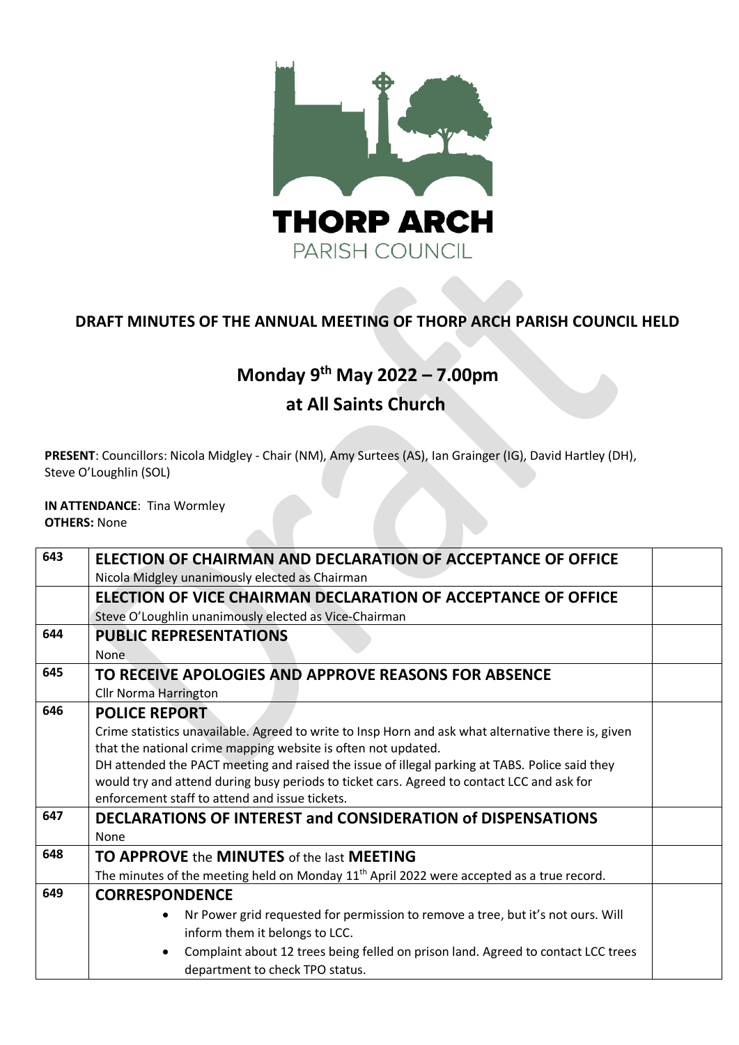THORP ARCH
PARISH COUNCIL

## DRAFT MINUTES OF THE ANNUAL MEETING OF THORP ARCH PARISH COUNCIL HELD

## Monday 9th May 2022 – 7.00pm

## at All Saints Church

**PRESENT**: Councillors: Nicola Midgley - Chair (NM), Amy Surtees (AS), Ian Grainger (IG), David Hartley (DH), Steve O'Loughlin (SOL)

**IN ATTENDANCE**: Tina Wormley
**OTHERS:** None

| | | |
|---|---|---|
| 643 | **ELECTION OF CHAIRMAN AND DECLARATION OF ACCEPTANCE OF OFFICE**<br>Nicola Midgley unanimously elected as Chairman | |
| | **ELECTION OF VICE CHAIRMAN DECLARATION OF ACCEPTANCE OF OFFICE**<br>Steve O'Loughlin unanimously elected as Vice-Chairman | |
| 644 | **PUBLIC REPRESENTATIONS**<br>None | |
| 645 | **TO RECEIVE APOLOGIES AND APPROVE REASONS FOR ABSENCE**<br>Cllr Norma Harrington | |
| 646 | **POLICE REPORT**<br>Crime statistics unavailable. Agreed to write to Insp Horn and ask what alternative there is, given that the national crime mapping website is often not updated.<br>DH attended the PACT meeting and raised the issue of illegal parking at TABS. Police said they would try and attend during busy periods to ticket cars. Agreed to contact LCC and ask for enforcement staff to attend and issue tickets. | |
| 647 | **DECLARATIONS OF INTEREST and CONSIDERATION of DISPENSATIONS**<br>None | |
| 648 | **TO APPROVE the MINUTES of the last MEETING**<br>The minutes of the meeting held on Monday 11th April 2022 were accepted as a true record. | |
| 649 | **CORRESPONDENCE**<br>• Nr Power grid requested for permission to remove a tree, but it's not ours. Will inform them it belongs to LCC.<br>• Complaint about 12 trees being felled on prison land. Agreed to contact LCC trees department to check TPO status. | |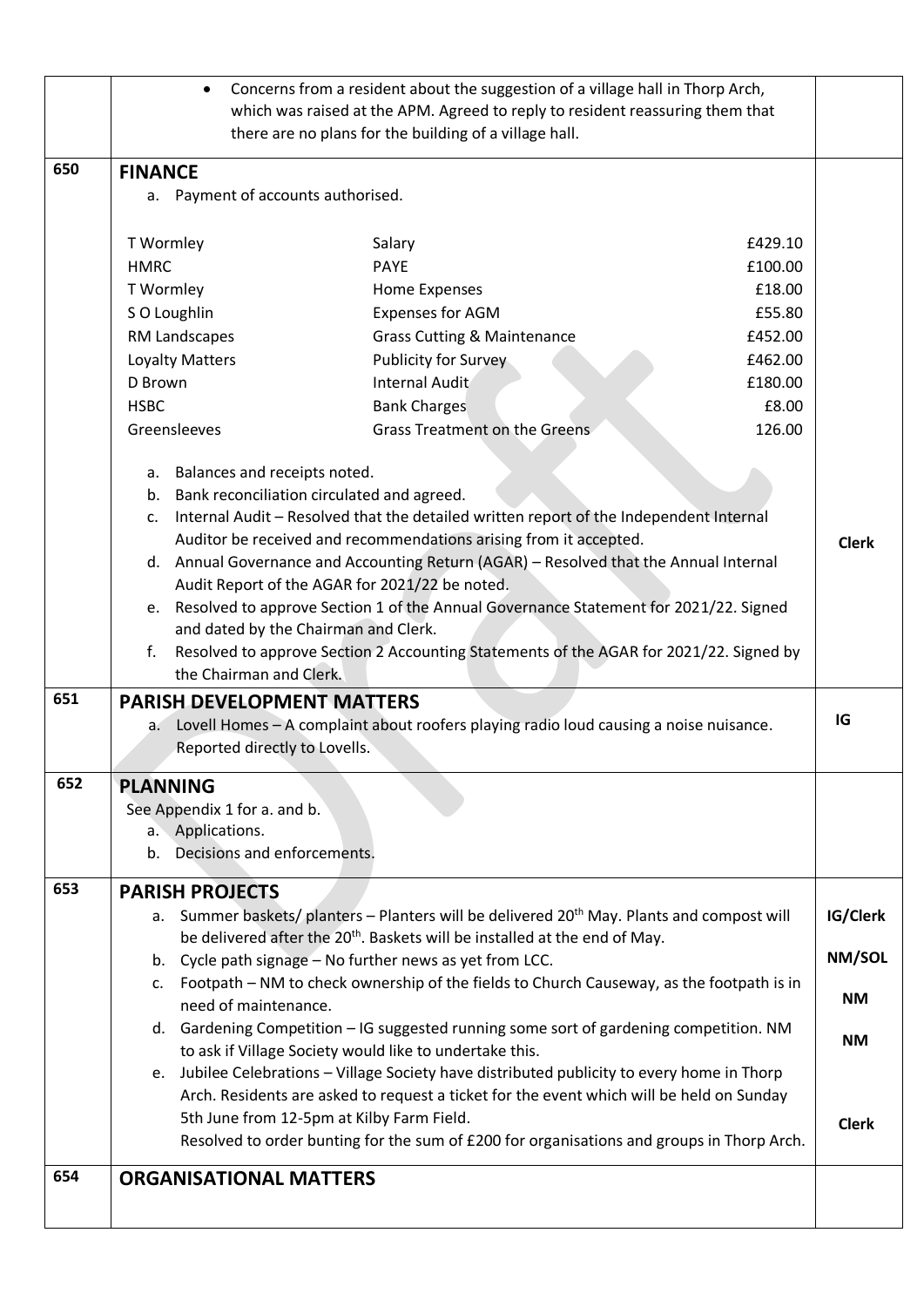| | | |
|---|---|---|
| | • Concerns from a resident about the suggestion of a village hall in Thorp Arch, which was raised at the APM. Agreed to reply to resident reassuring them that there are no plans for the building of a village hall. | |
| 650 | **FINANCE**<br>a. Payment of accounts authorised.<br><br>T Wormley — Salary — £429.10<br>HMRC — PAYE — £100.00<br>T Wormley — Home Expenses — £18.00<br>S O Loughlin — Expenses for AGM — £55.80<br>RM Landscapes — Grass Cutting & Maintenance — £452.00<br>Loyalty Matters — Publicity for Survey — £462.00<br>D Brown — Internal Audit — £180.00<br>HSBC — Bank Charges — £8.00<br>Greensleeves — Grass Treatment on the Greens — 126.00<br><br>a. Balances and receipts noted.<br>b. Bank reconciliation circulated and agreed.<br>c. Internal Audit – Resolved that the detailed written report of the Independent Internal Auditor be received and recommendations arising from it accepted.<br>d. Annual Governance and Accounting Return (AGAR) – Resolved that the Annual Internal Audit Report of the AGAR for 2021/22 be noted.<br>e. Resolved to approve Section 1 of the Annual Governance Statement for 2021/22. Signed and dated by the Chairman and Clerk.<br>f. Resolved to approve Section 2 Accounting Statements of the AGAR for 2021/22. Signed by the Chairman and Clerk. | **Clerk** |
| 651 | **PARISH DEVELOPMENT MATTERS**<br>a. Lovell Homes – A complaint about roofers playing radio loud causing a noise nuisance. Reported directly to Lovells. | **IG** |
| 652 | **PLANNING**<br>See Appendix 1 for a. and b.<br>a. Applications.<br>b. Decisions and enforcements. | |
| 653 | **PARISH PROJECTS**<br>a. Summer baskets/ planters – Planters will be delivered 20th May. Plants and compost will be delivered after the 20th. Baskets will be installed at the end of May.<br>b. Cycle path signage – No further news as yet from LCC.<br>c. Footpath – NM to check ownership of the fields to Church Causeway, as the footpath is in need of maintenance.<br>d. Gardening Competition – IG suggested running some sort of gardening competition. NM to ask if Village Society would like to undertake this.<br>e. Jubilee Celebrations – Village Society have distributed publicity to every home in Thorp Arch. Residents are asked to request a ticket for the event which will be held on Sunday 5th June from 12-5pm at Kilby Farm Field.<br>Resolved to order bunting for the sum of £200 for organisations and groups in Thorp Arch. | **IG/Clerk**<br>**NM/SOL**<br>**NM**<br>**NM**<br>**Clerk** |
| 654 | **ORGANISATIONAL MATTERS** | |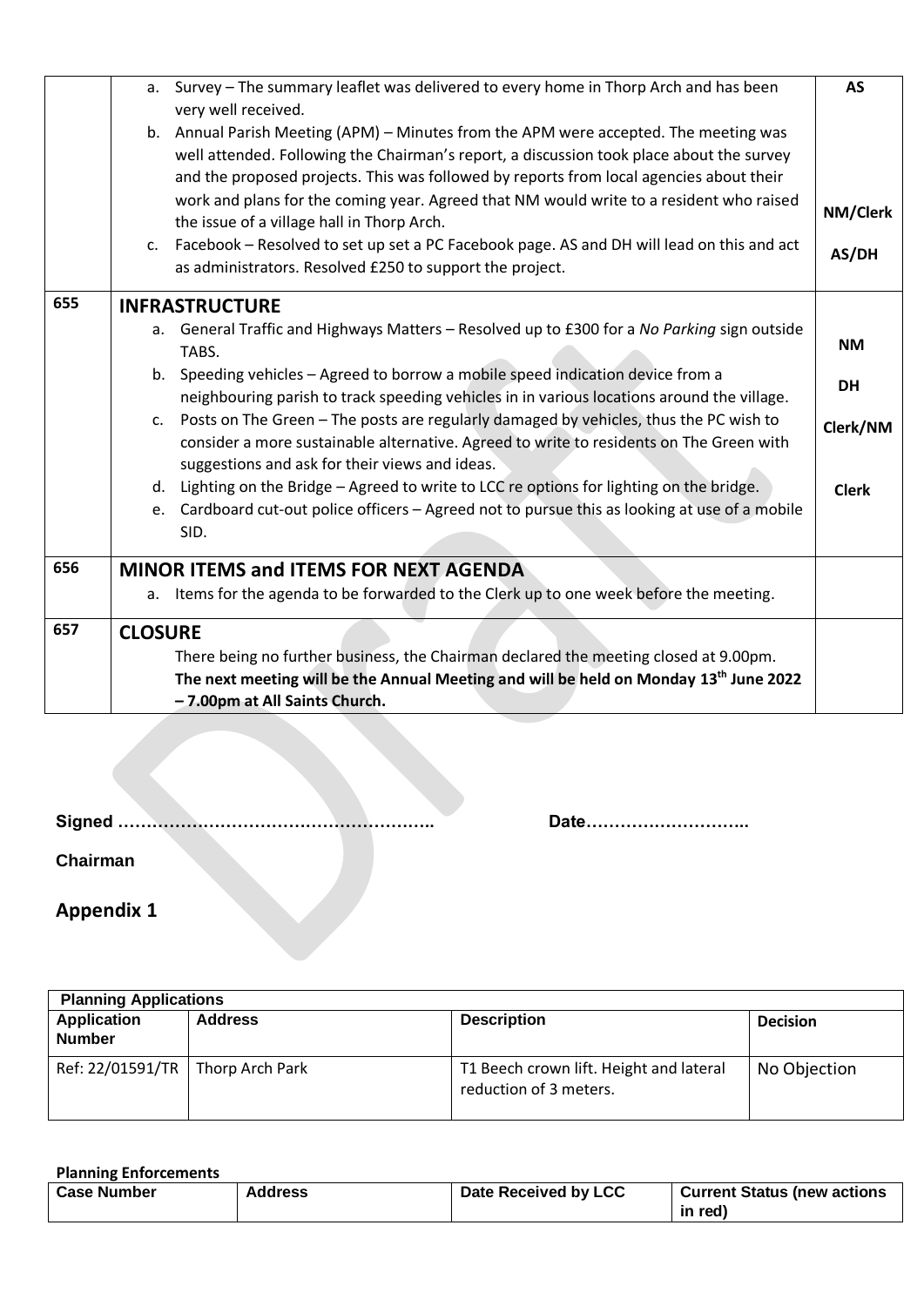| | | |
|---|---|---|
| | a. Survey – The summary leaflet was delivered to every home in Thorp Arch and has been very well received.<br>b. Annual Parish Meeting (APM) – Minutes from the APM were accepted. The meeting was well attended. Following the Chairman's report, a discussion took place about the survey and the proposed projects. This was followed by reports from local agencies about their work and plans for the coming year. Agreed that NM would write to a resident who raised the issue of a village hall in Thorp Arch.<br>c. Facebook – Resolved to set up set a PC Facebook page. AS and DH will lead on this and act as administrators. Resolved £250 to support the project. | **AS**<br><br>**NM/Clerk**<br><br>**AS/DH** |
| 655 | **INFRASTRUCTURE**<br>a. General Traffic and Highways Matters – Resolved up to £300 for a *No Parking* sign outside TABS.<br>b. Speeding vehicles – Agreed to borrow a mobile speed indication device from a neighbouring parish to track speeding vehicles in in various locations around the village.<br>c. Posts on The Green – The posts are regularly damaged by vehicles, thus the PC wish to consider a more sustainable alternative. Agreed to write to residents on The Green with suggestions and ask for their views and ideas.<br>d. Lighting on the Bridge – Agreed to write to LCC re options for lighting on the bridge.<br>e. Cardboard cut-out police officers – Agreed not to pursue this as looking at use of a mobile SID. | **NM**<br><br>**DH**<br><br>**Clerk/NM**<br><br>**Clerk** |
| 656 | **MINOR ITEMS and ITEMS FOR NEXT AGENDA**<br>a. Items for the agenda to be forwarded to the Clerk up to one week before the meeting. | |
| 657 | **CLOSURE**<br>There being no further business, the Chairman declared the meeting closed at 9.00pm.<br>**The next meeting will be the Annual Meeting and will be held on Monday 13th June 2022 – 7.00pm at All Saints Church.** | |

**Signed ………………………………………………..** **Date………………………..**

**Chairman**

## Appendix 1

| **Planning Applications** | | | |
|---|---|---|---|
| **Application Number** | **Address** | **Description** | **Decision** |
| Ref: 22/01591/TR | Thorp Arch Park | T1 Beech crown lift. Height and lateral reduction of 3 meters. | No Objection |

**Planning Enforcements**

| **Case Number** | **Address** | **Date Received by LCC** | **Current Status (new actions in red)** |
|---|---|---|---|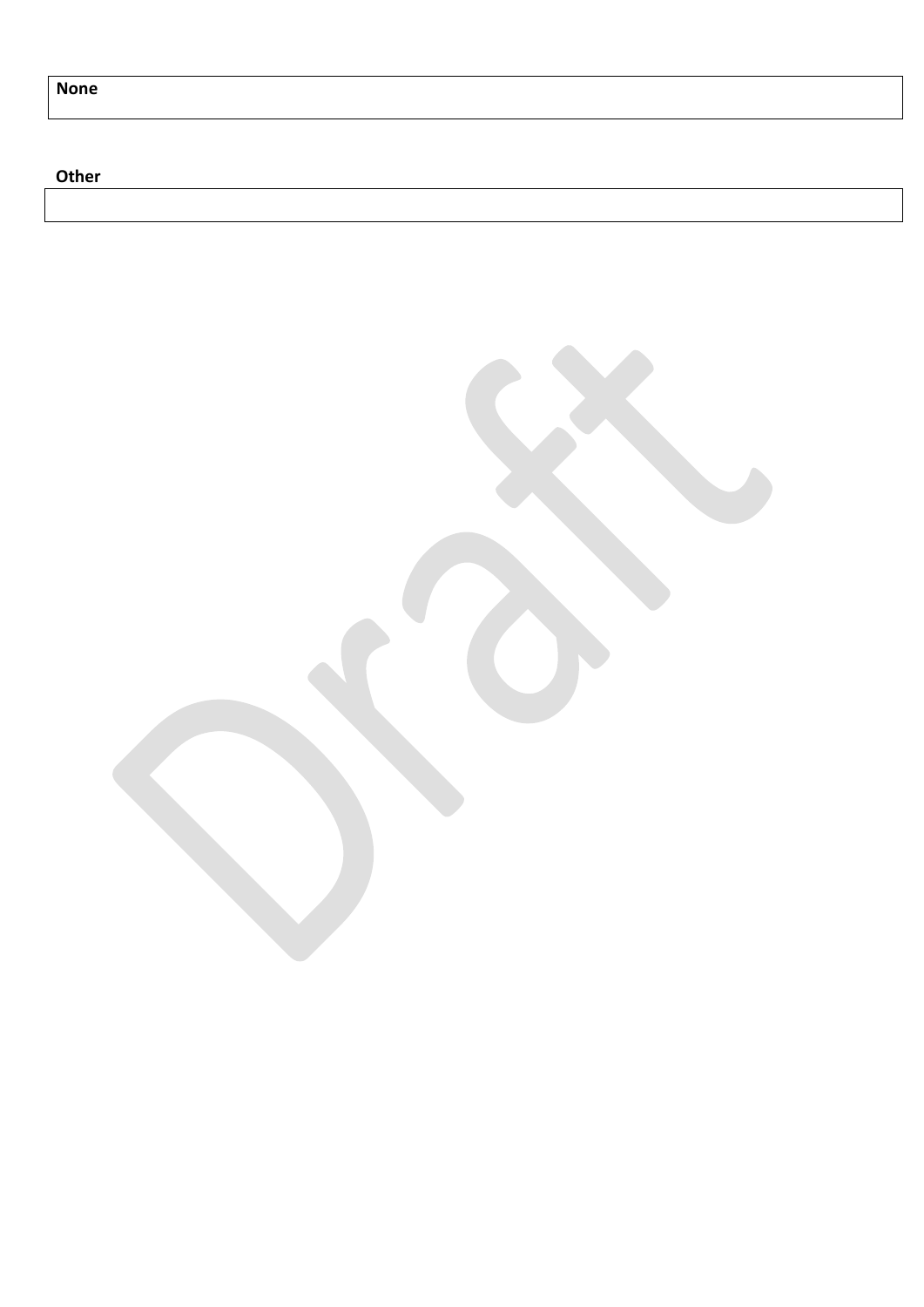| None |
| --- |

**Other**

| |
| --- |
| |